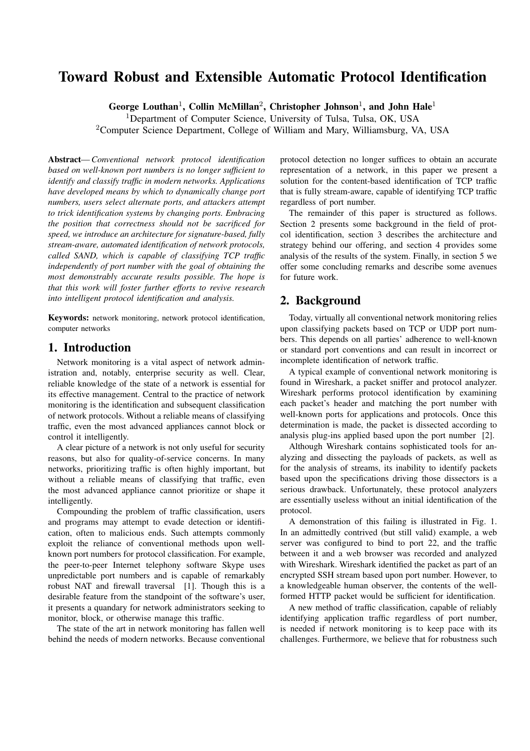# Toward Robust and Extensible Automatic Protocol Identification

**George Louthan[1], Collin McMillan[2], Christopher Johnson[1], and John Hale[1]**

[1]Department of Computer Science, University of Tulsa, Tulsa, OK, USA
[2]Computer Science Department, College of William and Mary, Williamsburg, VA, USA

**Abstract**— *Conventional network protocol identification based on well-known port numbers is no longer sufficient to identify and classify traffic in modern networks. Applications have developed means by which to dynamically change port numbers, users select alternate ports, and attackers attempt to trick identification systems by changing ports. Embracing the position that correctness should not be sacrificed for speed, we introduce an architecture for signature-based, fully stream-aware, automated identification of network protocols, called SAND, which is capable of classifying TCP traffic independently of port number with the goal of obtaining the most demonstrably accurate results possible. The hope is that this work will foster further efforts to revive research into intelligent protocol identification and analysis.*

**Keywords:** network monitoring, network protocol identification, computer networks

## 1. Introduction

Network monitoring is a vital aspect of network administration and, notably, enterprise security as well. Clear, reliable knowledge of the state of a network is essential for its effective management. Central to the practice of network monitoring is the identification and subsequent classification of network protocols. Without a reliable means of classifying traffic, even the most advanced appliances cannot block or control it intelligently.

A clear picture of a network is not only useful for security reasons, but also for quality-of-service concerns. In many networks, prioritizing traffic is often highly important, but without a reliable means of classifying that traffic, even the most advanced appliance cannot prioritize or shape it intelligently.

Compounding the problem of traffic classification, users and programs may attempt to evade detection or identification, often to malicious ends. Such attempts commonly exploit the reliance of conventional methods upon well-known port numbers for protocol classification. For example, the peer-to-peer Internet telephony software Skype uses unpredictable port numbers and is capable of remarkably robust NAT and firewall traversal [1]. Though this is a desirable feature from the standpoint of the software's user, it presents a quandary for network administrators seeking to monitor, block, or otherwise manage this traffic.

The state of the art in network monitoring has fallen well behind the needs of modern networks. Because conventional protocol detection no longer suffices to obtain an accurate representation of a network, in this paper we present a solution for the content-based identification of TCP traffic that is fully stream-aware, capable of identifying TCP traffic regardless of port number.

The remainder of this paper is structured as follows. Section 2 presents some background in the field of protcol identification, section 3 describes the architecture and strategy behind our offering, and section 4 provides some analysis of the results of the system. Finally, in section 5 we offer some concluding remarks and describe some avenues for future work.

## 2. Background

Today, virtually all conventional network monitoring relies upon classifying packets based on TCP or UDP port numbers. This depends on all parties' adherence to well-known or standard port conventions and can result in incorrect or incomplete identification of network traffic.

A typical example of conventional network monitoring is found in Wireshark, a packet sniffer and protocol analyzer. Wireshark performs protocol identification by examining each packet's header and matching the port number with well-known ports for applications and protocols. Once this determination is made, the packet is dissected according to analysis plug-ins applied based upon the port number [2].

Although Wireshark contains sophisticated tools for analyzing and dissecting the payloads of packets, as well as for the analysis of streams, its inability to identify packets based upon the specifications driving those dissectors is a serious drawback. Unfortunately, these protocol analyzers are essentially useless without an initial identification of the protocol.

A demonstration of this failing is illustrated in Fig. 1. In an admittedly contrived (but still valid) example, a web server was configured to bind to port 22, and the traffic between it and a web browser was recorded and analyzed with Wireshark. Wireshark identified the packet as part of an encrypted SSH stream based upon port number. However, to a knowledgeable human observer, the contents of the well-formed HTTP packet would be sufficient for identification.

A new method of traffic classification, capable of reliably identifying application traffic regardless of port number, is needed if network monitoring is to keep pace with its challenges. Furthermore, we believe that for robustness such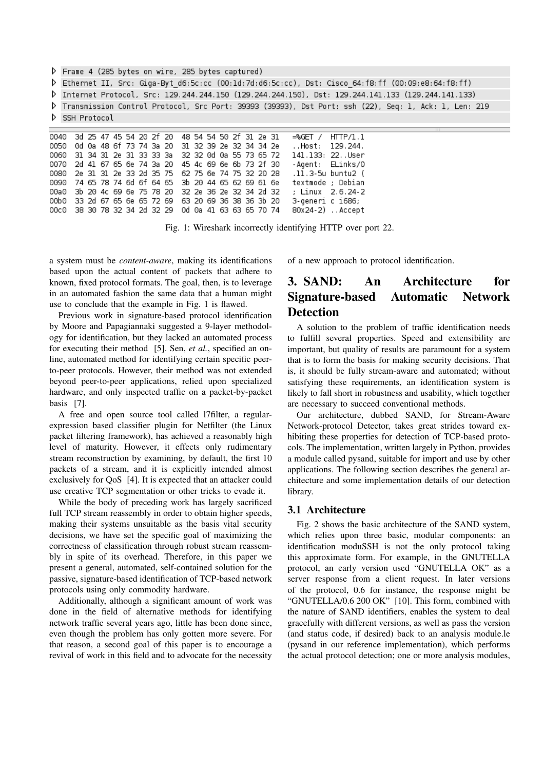```
▷ Frame 4 (285 bytes on wire, 285 bytes captured)
▷ Ethernet II, Src: Giga-Byt_d6:5c:cc (00:1d:7d:d6:5c:cc), Dst: Cisco_64:f8:ff (00:09:e8:64:f8:ff)
▷ Internet Protocol, Src: 129.244.244.150 (129.244.244.150), Dst: 129.244.141.133 (129.244.141.133)
▷ Transmission Control Protocol, Src Port: 39393 (39393), Dst Port: ssh (22), Seq: 1, Ack: 1, Len: 219
▷ SSH Protocol

0040  3d 25 47 45 54 20 2f 20  48 54 54 50 2f 31 2e 31   =%GET /  HTTP/1.1
0050  0d 0a 48 6f 73 74 3a 20  31 32 39 2e 32 34 34 2e   ..Host:  129.244.
0060  31 34 31 2e 31 33 33 3a  32 32 0d 0a 55 73 65 72   141.133: 22..User
0070  2d 41 67 65 6e 74 3a 20  45 4c 69 6e 6b 73 2f 30   -Agent:  ELinks/0
0080  2e 31 31 2e 33 2d 35 75  62 75 6e 74 75 32 20 28   .11.3-5u buntu2 (
0090  74 65 78 74 6d 6f 64 65  3b 20 44 65 62 69 61 6e   textmode ; Debian
00a0  3b 20 4c 69 6e 75 78 20  32 2e 36 2e 32 34 2d 32   ; Linux  2.6.24-2
00b0  33 2d 67 65 6e 65 72 69  63 20 69 36 38 36 3b 20   3-generi c i686;
00c0  38 30 78 32 34 2d 32 29  0d 0a 41 63 63 65 70 74   80x24-2) ..Accept
```

Fig. 1: Wireshark incorrectly identifying HTTP over port 22.

a system must be *content-aware*, making its identifications based upon the actual content of packets that adhere to known, fixed protocol formats. The goal, then, is to leverage in an automated fashion the same data that a human might use to conclude that the example in Fig. 1 is flawed.

Previous work in signature-based protocol identification by Moore and Papagiannaki suggested a 9-layer methodology for identification, but they lacked an automated process for executing their method [5]. Sen, *et al.*, specified an online, automated method for identifying certain specific peer-to-peer protocols. However, their method was not extended beyond peer-to-peer applications, relied upon specialized hardware, and only inspected traffic on a packet-by-packet basis [7].

A free and open source tool called l7filter, a regular-expression based classifier plugin for Netfilter (the Linux packet filtering framework), has achieved a reasonably high level of maturity. However, it effects only rudimentary stream reconstruction by examining, by default, the first 10 packets of a stream, and it is explicitly intended almost exclusively for QoS [4]. It is expected that an attacker could use creative TCP segmentation or other tricks to evade it.

While the body of preceding work has largely sacrificed full TCP stream reassembly in order to obtain higher speeds, making their systems unsuitable as the basis vital security decisions, we have set the specific goal of maximizing the correctness of classification through robust stream reassembly in spite of its overhead. Therefore, in this paper we present a general, automated, self-contained solution for the passive, signature-based identification of TCP-based network protocols using only commodity hardware.

Additionally, although a significant amount of work was done in the field of alternative methods for identifying network traffic several years ago, little has been done since, even though the problem has only gotten more severe. For that reason, a second goal of this paper is to encourage a revival of work in this field and to advocate for the necessity of a new approach to protocol identification.

# 3. SAND: An Architecture for Signature-based Automatic Network Detection

A solution to the problem of traffic identification needs to fulfill several properties. Speed and extensibility are important, but quality of results are paramount for a system that is to form the basis for making security decisions. That is, it should be fully stream-aware and automated; without satisfying these requirements, an identification system is likely to fall short in robustness and usability, which together are necessary to succeed conventional methods.

Our architecture, dubbed SAND, for Stream-Aware Network-protocol Detector, takes great strides toward exhibiting these properties for detection of TCP-based protocols. The implementation, written largely in Python, provides a module called pysand, suitable for import and use by other applications. The following section describes the general architecture and some implementation details of our detection library.

## 3.1 Architecture

Fig. 2 shows the basic architecture of the SAND system, which relies upon three basic, modular components: an identification moduSSH is not the only protocol taking this approximate form. For example, in the GNUTELLA protocol, an early version used "GNUTELLA OK" as a server response from a client request. In later versions of the protocol, 0.6 for instance, the response might be "GNUTELLA/0.6 200 OK" [10]. This form, combined with the nature of SAND identifiers, enables the system to deal gracefully with different versions, as well as pass the version (and status code, if desired) back to an analysis module.le (pysand in our reference implementation), which performs the actual protocol detection; one or more analysis modules,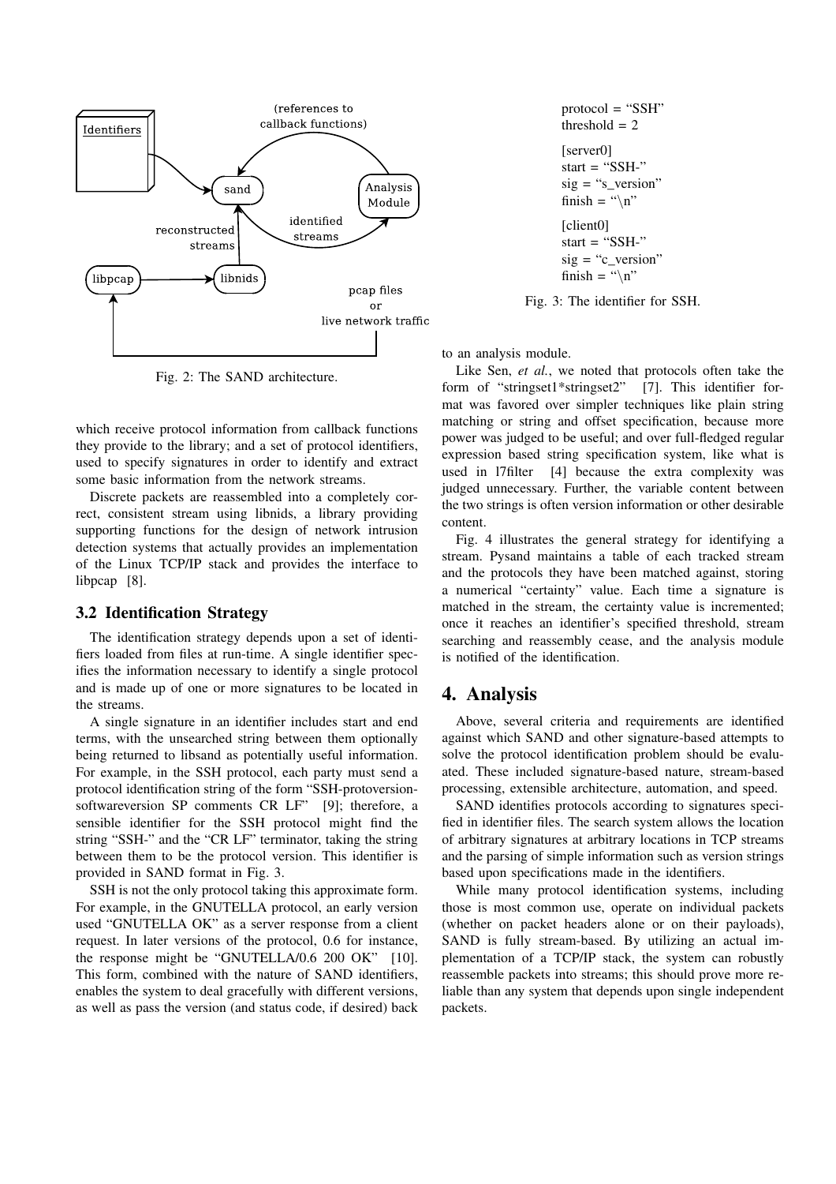Fig. 2: The SAND architecture.

which receive protocol information from callback functions they provide to the library; and a set of protocol identifiers, used to specify signatures in order to identify and extract some basic information from the network streams.

Discrete packets are reassembled into a completely correct, consistent stream using libnids, a library providing supporting functions for the design of network intrusion detection systems that actually provides an implementation of the Linux TCP/IP stack and provides the interface to libpcap [8].

### 3.2 Identification Strategy

The identification strategy depends upon a set of identifiers loaded from files at run-time. A single identifier specifies the information necessary to identify a single protocol and is made up of one or more signatures to be located in the streams.

A single signature in an identifier includes start and end terms, with the unsearched string between them optionally being returned to libsand as potentially useful information. For example, in the SSH protocol, each party must send a protocol identification string of the form "SSH-protoversion-softwareversion SP comments CR LF" [9]; therefore, a sensible identifier for the SSH protocol might find the string "SSH-" and the "CR LF" terminator, taking the string between them to be the protocol version. This identifier is provided in SAND format in Fig. 3.

SSH is not the only protocol taking this approximate form. For example, in the GNUTELLA protocol, an early version used "GNUTELLA OK" as a server response from a client request. In later versions of the protocol, 0.6 for instance, the response might be "GNUTELLA/0.6 200 OK" [10]. This form, combined with the nature of SAND identifiers, enables the system to deal gracefully with different versions, as well as pass the version (and status code, if desired) back to an analysis module.

```
protocol = "SSH"
threshold = 2

[server0]
start = "SSH-"
sig = "s_version"
finish = "\n"

[client0]
start = "SSH-"
sig = "c_version"
finish = "\n"
```

Fig. 3: The identifier for SSH.

Like Sen, *et al.*, we noted that protocols often take the form of "stringset1*stringset2" [7]. This identifier format was favored over simpler techniques like plain string matching or string and offset specification, because more power was judged to be useful; and over full-fledged regular expression based string specification system, like what is used in l7filter [4] because the extra complexity was judged unnecessary. Further, the variable content between the two strings is often version information or other desirable content.

Fig. 4 illustrates the general strategy for identifying a stream. Pysand maintains a table of each tracked stream and the protocols they have been matched against, storing a numerical "certainty" value. Each time a signature is matched in the stream, the certainty value is incremented; once it reaches an identifier's specified threshold, stream searching and reassembly cease, and the analysis module is notified of the identification.

## 4. Analysis

Above, several criteria and requirements are identified against which SAND and other signature-based attempts to solve the protocol identification problem should be evaluated. These included signature-based nature, stream-based processing, extensible architecture, automation, and speed.

SAND identifies protocols according to signatures specified in identifier files. The search system allows the location of arbitrary signatures at arbitrary locations in TCP streams and the parsing of simple information such as version strings based upon specifications made in the identifiers.

While many protocol identification systems, including those is most common use, operate on individual packets (whether on packet headers alone or on their payloads), SAND is fully stream-based. By utilizing an actual implementation of a TCP/IP stack, the system can robustly reassemble packets into streams; this should prove more reliable than any system that depends upon single independent packets.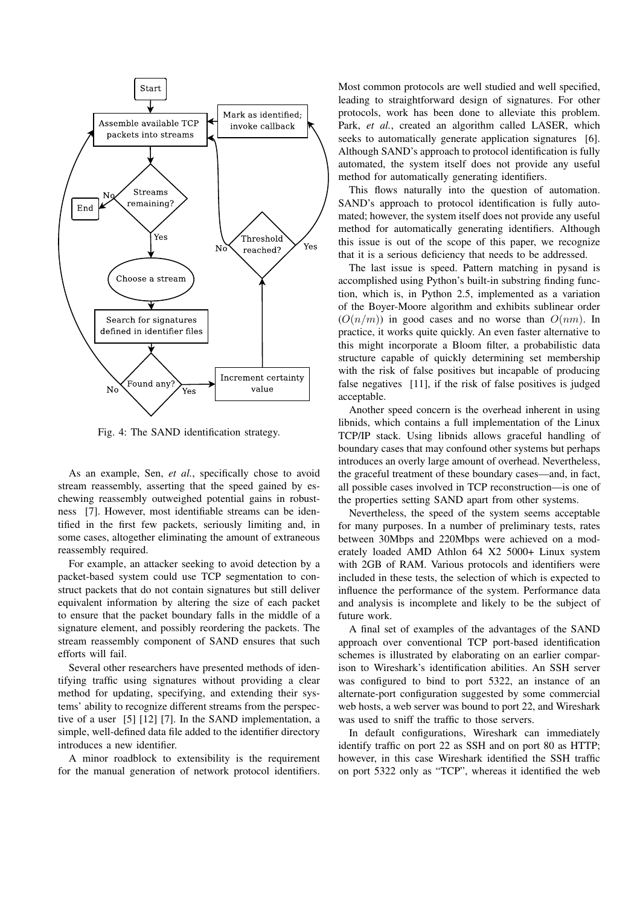Fig. 4: The SAND identification strategy.

As an example, Sen, *et al.*, specifically chose to avoid stream reassembly, asserting that the speed gained by eschewing reassembly outweighed potential gains in robustness [7]. However, most identifiable streams can be identified in the first few packets, seriously limiting and, in some cases, altogether eliminating the amount of extraneous reassembly required.

For example, an attacker seeking to avoid detection by a packet-based system could use TCP segmentation to construct packets that do not contain signatures but still deliver equivalent information by altering the size of each packet to ensure that the packet boundary falls in the middle of a signature element, and possibly reordering the packets. The stream reassembly component of SAND ensures that such efforts will fail.

Several other researchers have presented methods of identifying traffic using signatures without providing a clear method for updating, specifying, and extending their systems' ability to recognize different streams from the perspective of a user [5] [12] [7]. In the SAND implementation, a simple, well-defined data file added to the identifier directory introduces a new identifier.

A minor roadblock to extensibility is the requirement for the manual generation of network protocol identifiers. Most common protocols are well studied and well specified, leading to straightforward design of signatures. For other protocols, work has been done to alleviate this problem. Park, *et al.*, created an algorithm called LASER, which seeks to automatically generate application signatures [6]. Although SAND's approach to protocol identification is fully automated, the system itself does not provide any useful method for automatically generating identifiers.

This flows naturally into the question of automation. SAND's approach to protocol identification is fully automated; however, the system itself does not provide any useful method for automatically generating identifiers. Although this issue is out of the scope of this paper, we recognize that it is a serious deficiency that needs to be addressed.

The last issue is speed. Pattern matching in pysand is accomplished using Python's built-in substring finding function, which is, in Python 2.5, implemented as a variation of the Boyer-Moore algorithm and exhibits sublinear order ($O(n/m)$) in good cases and no worse than $O(nm)$. In practice, it works quite quickly. An even faster alternative to this might incorporate a Bloom filter, a probabilistic data structure capable of quickly determining set membership with the risk of false positives but incapable of producing false negatives [11], if the risk of false positives is judged acceptable.

Another speed concern is the overhead inherent in using libnids, which contains a full implementation of the Linux TCP/IP stack. Using libnids allows graceful handling of boundary cases that may confound other systems but perhaps introduces an overly large amount of overhead. Nevertheless, the graceful treatment of these boundary cases—and, in fact, all possible cases involved in TCP reconstruction—is one of the properties setting SAND apart from other systems.

Nevertheless, the speed of the system seems acceptable for many purposes. In a number of preliminary tests, rates between 30Mbps and 220Mbps were achieved on a moderately loaded AMD Athlon 64 X2 5000+ Linux system with 2GB of RAM. Various protocols and identifiers were included in these tests, the selection of which is expected to influence the performance of the system. Performance data and analysis is incomplete and likely to be the subject of future work.

A final set of examples of the advantages of the SAND approach over conventional TCP port-based identification schemes is illustrated by elaborating on an earlier comparison to Wireshark's identification abilities. An SSH server was configured to bind to port 5322, an instance of an alternate-port configuration suggested by some commercial web hosts, a web server was bound to port 22, and Wireshark was used to sniff the traffic to those servers.

In default configurations, Wireshark can immediately identify traffic on port 22 as SSH and on port 80 as HTTP; however, in this case Wireshark identified the SSH traffic on port 5322 only as "TCP", whereas it identified the web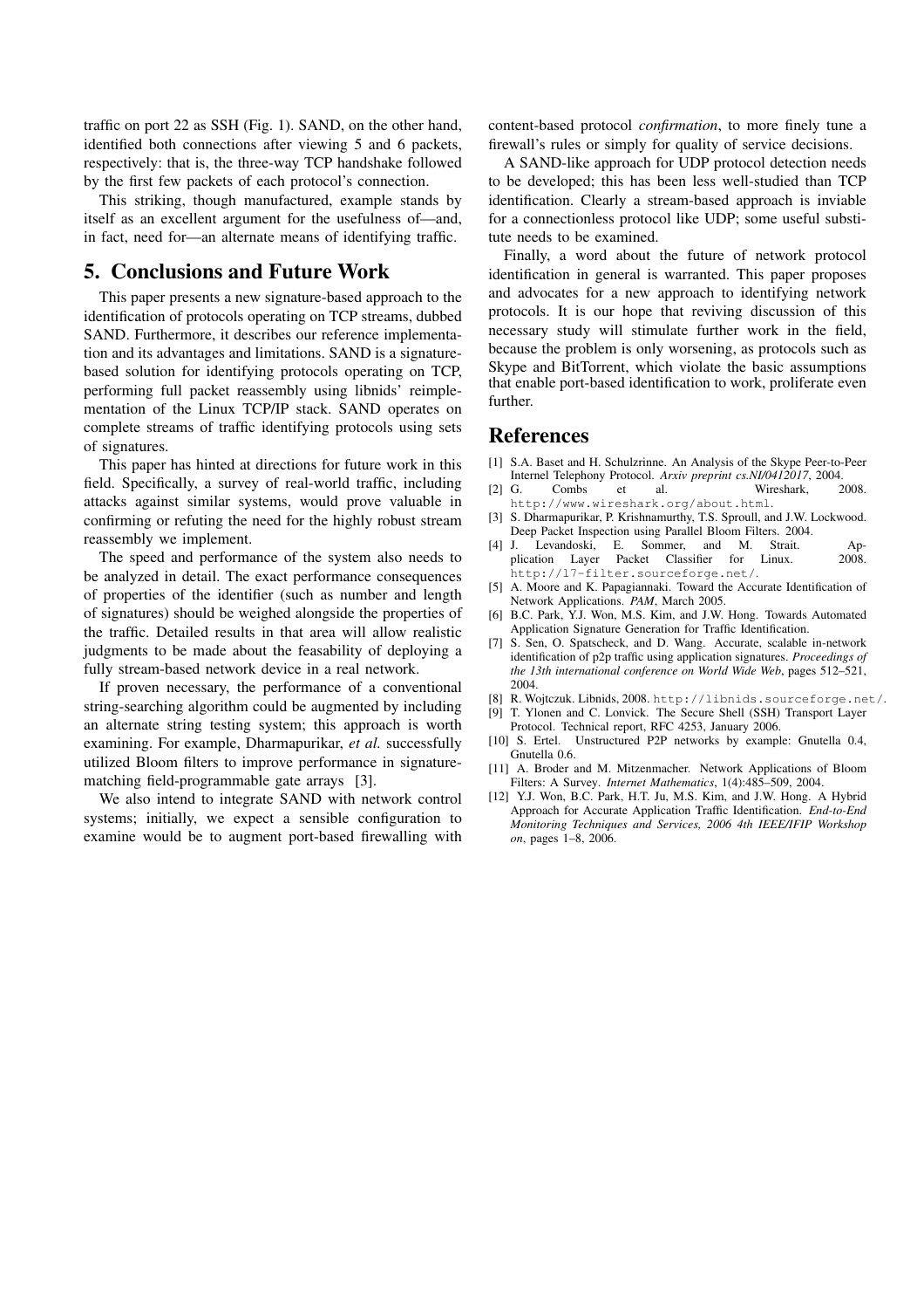traffic on port 22 as SSH (Fig. 1). SAND, on the other hand, identified both connections after viewing 5 and 6 packets, respectively: that is, the three-way TCP handshake followed by the first few packets of each protocol's connection.

This striking, though manufactured, example stands by itself as an excellent argument for the usefulness of—and, in fact, need for—an alternate means of identifying traffic.

## 5. Conclusions and Future Work

This paper presents a new signature-based approach to the identification of protocols operating on TCP streams, dubbed SAND. Furthermore, it describes our reference implementation and its advantages and limitations. SAND is a signature-based solution for identifying protocols operating on TCP, performing full packet reassembly using libnids' reimplementation of the Linux TCP/IP stack. SAND operates on complete streams of traffic identifying protocols using sets of signatures.

This paper has hinted at directions for future work in this field. Specifically, a survey of real-world traffic, including attacks against similar systems, would prove valuable in confirming or refuting the need for the highly robust stream reassembly we implement.

The speed and performance of the system also needs to be analyzed in detail. The exact performance consequences of properties of the identifier (such as number and length of signatures) should be weighed alongside the properties of the traffic. Detailed results in that area will allow realistic judgments to be made about the feasability of deploying a fully stream-based network device in a real network.

If proven necessary, the performance of a conventional string-searching algorithm could be augmented by including an alternate string testing system; this approach is worth examining. For example, Dharmapurikar, *et al.* successfully utilized Bloom filters to improve performance in signature-matching field-programmable gate arrays [3].

We also intend to integrate SAND with network control systems; initially, we expect a sensible configuration to examine would be to augment port-based firewalling with content-based protocol *confirmation*, to more finely tune a firewall's rules or simply for quality of service decisions.

A SAND-like approach for UDP protocol detection needs to be developed; this has been less well-studied than TCP identification. Clearly a stream-based approach is inviable for a connectionless protocol like UDP; some useful substitute needs to be examined.

Finally, a word about the future of network protocol identification in general is warranted. This paper proposes and advocates for a new approach to identifying network protocols. It is our hope that reviving discussion of this necessary study will stimulate further work in the field, because the problem is only worsening, as protocols such as Skype and BitTorrent, which violate the basic assumptions that enable port-based identification to work, proliferate even further.

## References

[1] S.A. Baset and H. Schulzrinne. An Analysis of the Skype Peer-to-Peer Internel Telephony Protocol. *Arxiv preprint cs.NI/0412017*, 2004.

[2] G. Combs et al. Wireshark, 2008. `http://www.wireshark.org/about.html`.

[3] S. Dharmapurikar, P. Krishnamurthy, T.S. Sproull, and J.W. Lockwood. Deep Packet Inspection using Parallel Bloom Filters. 2004.

[4] J. Levandoski, E. Sommer, and M. Strait. Application Layer Packet Classifier for Linux. 2008. `http://l7-filter.sourceforge.net/`.

[5] A. Moore and K. Papagiannaki. Toward the Accurate Identification of Network Applications. *PAM*, March 2005.

[6] B.C. Park, Y.J. Won, M.S. Kim, and J.W. Hong. Towards Automated Application Signature Generation for Traffic Identification.

[7] S. Sen, O. Spatscheck, and D. Wang. Accurate, scalable in-network identification of p2p traffic using application signatures. *Proceedings of the 13th international conference on World Wide Web*, pages 512–521, 2004.

[8] R. Wojtczuk. Libnids, 2008. `http://libnids.sourceforge.net/`.

[9] T. Ylonen and C. Lonvick. The Secure Shell (SSH) Transport Layer Protocol. Technical report, RFC 4253, January 2006.

[10] S. Ertel. Unstructured P2P networks by example: Gnutella 0.4, Gnutella 0.6.

[11] A. Broder and M. Mitzenmacher. Network Applications of Bloom Filters: A Survey. *Internet Mathematics*, 1(4):485–509, 2004.

[12] Y.J. Won, B.C. Park, H.T. Ju, M.S. Kim, and J.W. Hong. A Hybrid Approach for Accurate Application Traffic Identification. *End-to-End Monitoring Techniques and Services, 2006 4th IEEE/IFIP Workshop on*, pages 1–8, 2006.